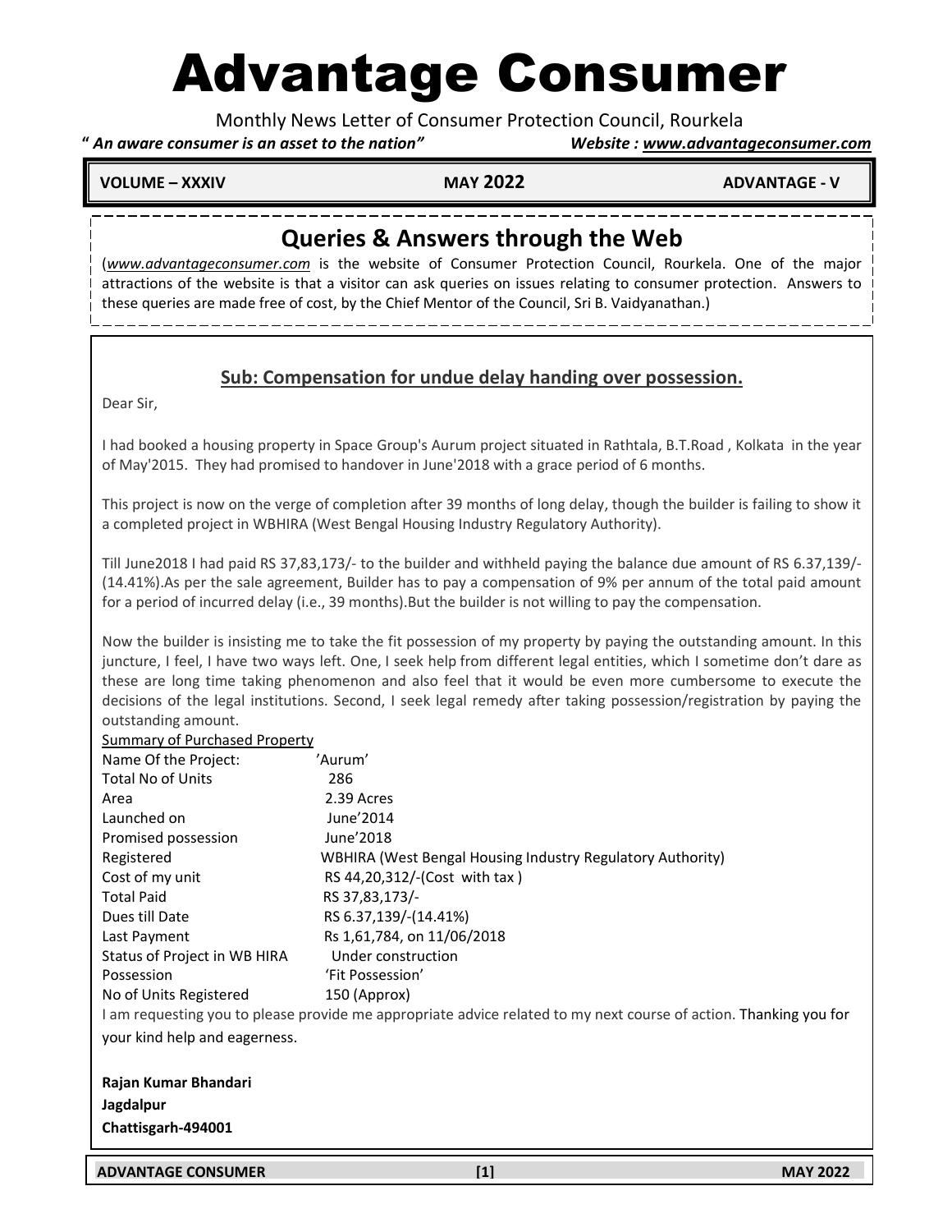# Advantage Consumer

Monthly News Letter of Consumer Protection Council, Rourkela

***" An aware consumer is an asset to the nation"*** ***Website : www.advantageconsumer.com***

**VOLUME – XXXIV** **MAY 2022** **ADVANTAGE - V**

## Queries & Answers through the Web

(*www.advantageconsumer.com* is the website of Consumer Protection Council, Rourkela. One of the major attractions of the website is that a visitor can ask queries on issues relating to consumer protection. Answers to these queries are made free of cost, by the Chief Mentor of the Council, Sri B. Vaidyanathan.)

### Sub: Compensation for undue delay handing over possession.

Dear Sir,

I had booked a housing property in Space Group's Aurum project situated in Rathtala, B.T.Road , Kolkata in the year of May'2015. They had promised to handover in June'2018 with a grace period of 6 months.

This project is now on the verge of completion after 39 months of long delay, though the builder is failing to show it a completed project in WBHIRA (West Bengal Housing Industry Regulatory Authority).

Till June2018 I had paid RS 37,83,173/- to the builder and withheld paying the balance due amount of RS 6.37,139/- (14.41%).As per the sale agreement, Builder has to pay a compensation of 9% per annum of the total paid amount for a period of incurred delay (i.e., 39 months).But the builder is not willing to pay the compensation.

Now the builder is insisting me to take the fit possession of my property by paying the outstanding amount. In this juncture, I feel, I have two ways left. One, I seek help from different legal entities, which I sometime don't dare as these are long time taking phenomenon and also feel that it would be even more cumbersome to execute the decisions of the legal institutions. Second, I seek legal remedy after taking possession/registration by paying the outstanding amount.

Summary of Purchased Property

| | |
|---|---|
| Name Of the Project: | 'Aurum' |
| Total No of Units | 286 |
| Area | 2.39 Acres |
| Launched on | June'2014 |
| Promised possession | June'2018 |
| Registered | WBHIRA (West Bengal Housing Industry Regulatory Authority) |
| Cost of my unit | RS 44,20,312/-(Cost with tax ) |
| Total Paid | RS 37,83,173/- |
| Dues till Date | RS 6.37,139/-(14.41%) |
| Last Payment | Rs 1,61,784, on 11/06/2018 |
| Status of Project in WB HIRA | Under construction |
| Possession | 'Fit Possession' |
| No of Units Registered | 150 (Approx) |

I am requesting you to please provide me appropriate advice related to my next course of action. Thanking you for your kind help and eagerness.

**Rajan Kumar Bhandari**
**Jagdalpur**
**Chattisgarh-494001**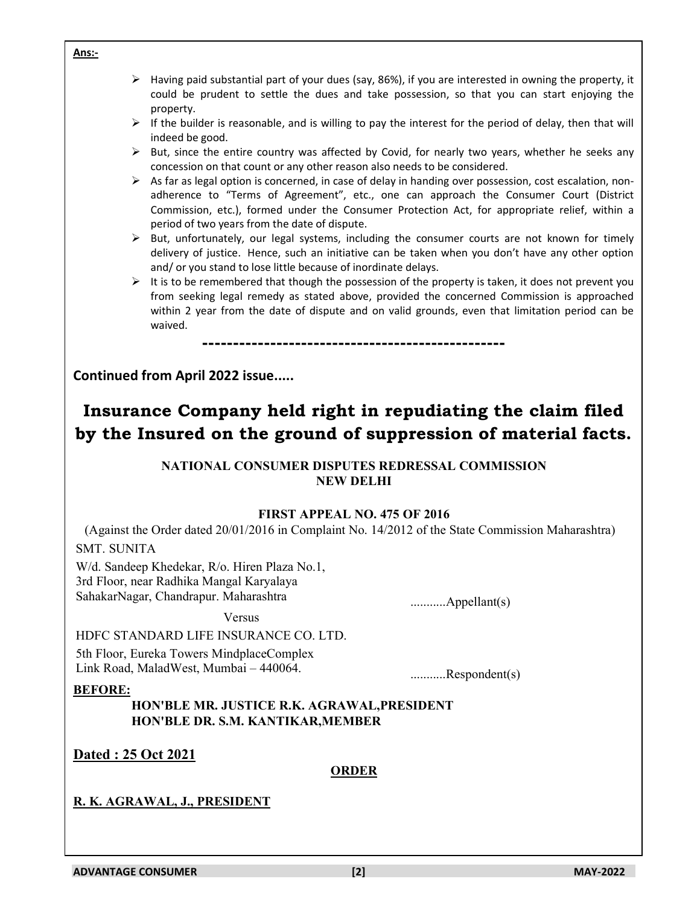**Ans:-**

- Having paid substantial part of your dues (say, 86%), if you are interested in owning the property, it could be prudent to settle the dues and take possession, so that you can start enjoying the property.
- If the builder is reasonable, and is willing to pay the interest for the period of delay, then that will indeed be good.
- But, since the entire country was affected by Covid, for nearly two years, whether he seeks any concession on that count or any other reason also needs to be considered.
- As far as legal option is concerned, in case of delay in handing over possession, cost escalation, non-adherence to "Terms of Agreement", etc., one can approach the Consumer Court (District Commission, etc.), formed under the Consumer Protection Act, for appropriate relief, within a period of two years from the date of dispute.
- But, unfortunately, our legal systems, including the consumer courts are not known for timely delivery of justice. Hence, such an initiative can be taken when you don't have any other option and/ or you stand to lose little because of inordinate delays.
- It is to be remembered that though the possession of the property is taken, it does not prevent you from seeking legal remedy as stated above, provided the concerned Commission is approached within 2 year from the date of dispute and on valid grounds, even that limitation period can be waived.

---

**Continued from April 2022 issue.....**

# Insurance Company held right in repudiating the claim filed by the Insured on the ground of suppression of material facts.

**NATIONAL CONSUMER DISPUTES REDRESSAL COMMISSION**
**NEW DELHI**

**FIRST APPEAL NO. 475 OF 2016**

(Against the Order dated 20/01/2016 in Complaint No. 14/2012 of the State Commission Maharashtra)

SMT. SUNITA

W/d. Sandeep Khedekar, R/o. Hiren Plaza No.1,
3rd Floor, near Radhika Mangal Karyalaya
SahakarNagar, Chandrapur. Maharashtra ...........Appellant(s)

Versus

HDFC STANDARD LIFE INSURANCE CO. LTD.

5th Floor, Eureka Towers MindplaceComplex
Link Road, MaladWest, Mumbai – 440064. ...........Respondent(s)

**BEFORE:**

**HON'BLE MR. JUSTICE R.K. AGRAWAL,PRESIDENT**
**HON'BLE DR. S.M. KANTIKAR,MEMBER**

**Dated : 25 Oct 2021**

**ORDER**

**R. K. AGRAWAL, J., PRESIDENT**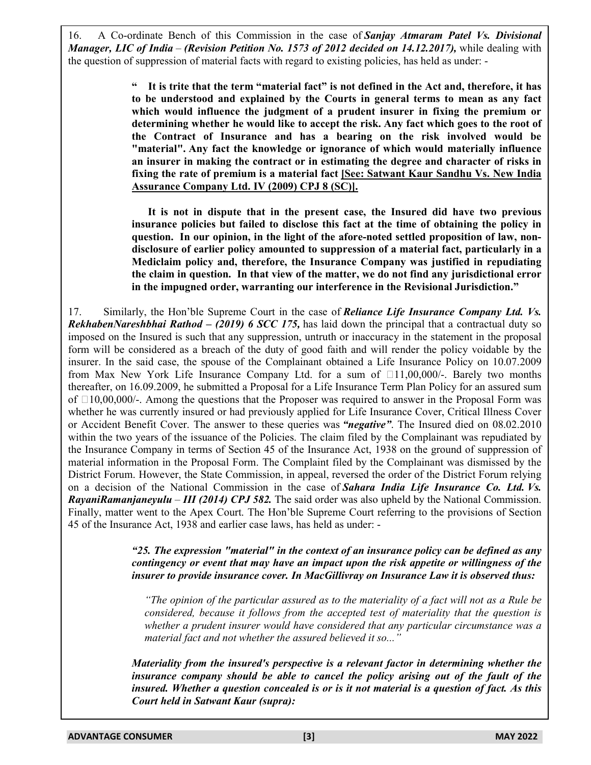16. A Co-ordinate Bench of this Commission in the case of ***Sanjay Atmaram Patel Vs. Divisional Manager, LIC of India – (Revision Petition No. 1573 of 2012 decided on 14.12.2017),*** while dealing with the question of suppression of material facts with regard to existing policies, has held as under: -

> **" It is trite that the term "material fact" is not defined in the Act and, therefore, it has to be understood and explained by the Courts in general terms to mean as any fact which would influence the judgment of a prudent insurer in fixing the premium or determining whether he would like to accept the risk. Any fact which goes to the root of the Contract of Insurance and has a bearing on the risk involved would be "material". Any fact the knowledge or ignorance of which would materially influence an insurer in making the contract or in estimating the degree and character of risks in fixing the rate of premium is a material fact <u>[See: Satwant Kaur Sandhu Vs. New India Assurance Company Ltd. IV (2009) CPJ 8 (SC)].</u>**
>
> **It is not in dispute that in the present case, the Insured did have two previous insurance policies but failed to disclose this fact at the time of obtaining the policy in question. In our opinion, in the light of the afore-noted settled proposition of law, non-disclosure of earlier policy amounted to suppression of a material fact, particularly in a Mediclaim policy and, therefore, the Insurance Company was justified in repudiating the claim in question. In that view of the matter, we do not find any jurisdictional error in the impugned order, warranting our interference in the Revisional Jurisdiction."**

17. Similarly, the Hon'ble Supreme Court in the case of ***Reliance Life Insurance Company Ltd. Vs. RekhabenNareshbhai Rathod – (2019) 6 SCC 175,*** has laid down the principal that a contractual duty so imposed on the Insured is such that any suppression, untruth or inaccuracy in the statement in the proposal form will be considered as a breach of the duty of good faith and will render the policy voidable by the insurer. In the said case, the spouse of the Complainant obtained a Life Insurance Policy on 10.07.2009 from Max New York Life Insurance Company Ltd. for a sum of ₹11,00,000/-. Barely two months thereafter, on 16.09.2009, he submitted a Proposal for a Life Insurance Term Plan Policy for an assured sum of ₹10,00,000/-. Among the questions that the Proposer was required to answer in the Proposal Form was whether he was currently insured or had previously applied for Life Insurance Cover, Critical Illness Cover or Accident Benefit Cover. The answer to these queries was ***"negative"***. The Insured died on 08.02.2010 within the two years of the issuance of the Policies. The claim filed by the Complainant was repudiated by the Insurance Company in terms of Section 45 of the Insurance Act, 1938 on the ground of suppression of material information in the Proposal Form. The Complaint filed by the Complainant was dismissed by the District Forum. However, the State Commission, in appeal, reversed the order of the District Forum relying on a decision of the National Commission in the case of ***Sahara India Life Insurance Co. Ltd. Vs. RayaniRamanjaneyulu – III (2014) CPJ 582.*** The said order was also upheld by the National Commission. Finally, matter went to the Apex Court. The Hon'ble Supreme Court referring to the provisions of Section 45 of the Insurance Act, 1938 and earlier case laws, has held as under: -

> ***"25. The expression "material" in the context of an insurance policy can be defined as any contingency or event that may have an impact upon the risk appetite or willingness of the insurer to provide insurance cover. In MacGillivray on Insurance Law it is observed thus:***
>
> > *"The opinion of the particular assured as to the materiality of a fact will not as a Rule be considered, because it follows from the accepted test of materiality that the question is whether a prudent insurer would have considered that any particular circumstance was a material fact and not whether the assured believed it so..."*
>
> ***Materiality from the insured's perspective is a relevant factor in determining whether the insurance company should be able to cancel the policy arising out of the fault of the insured. Whether a question concealed is or is it not material is a question of fact. As this Court held in Satwant Kaur (supra):***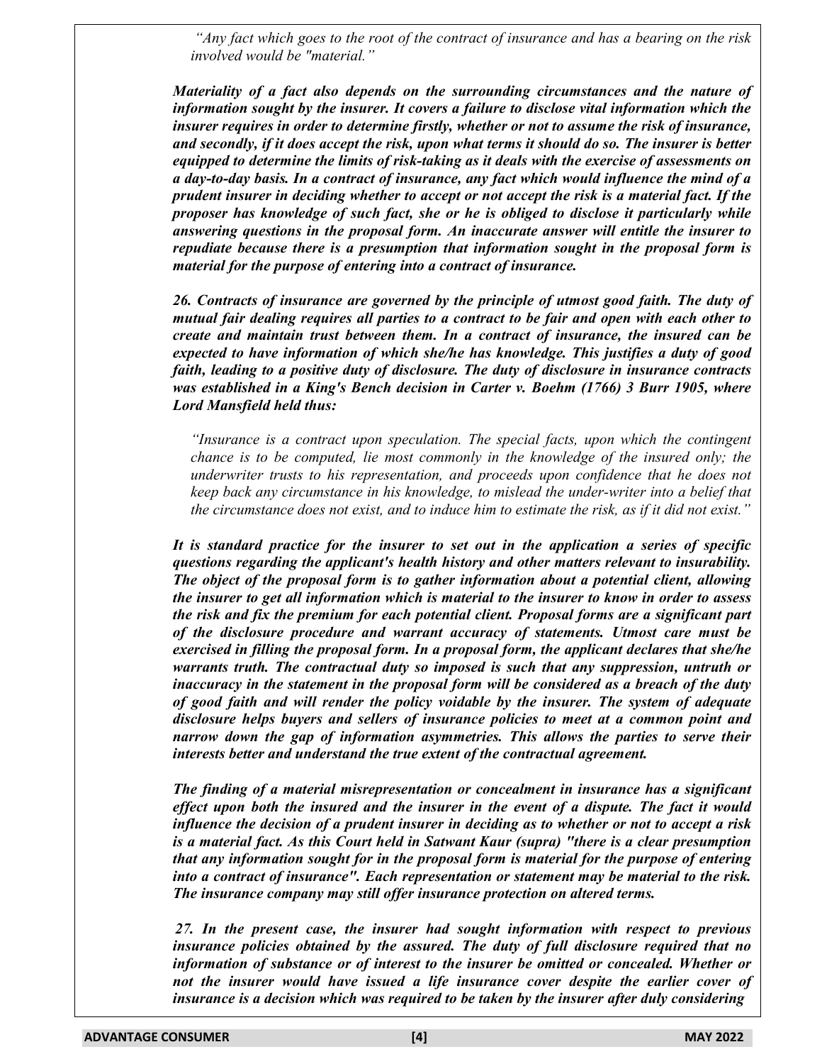*"Any fact which goes to the root of the contract of insurance and has a bearing on the risk involved would be "material."*

***Materiality of a fact also depends on the surrounding circumstances and the nature of information sought by the insurer. It covers a failure to disclose vital information which the insurer requires in order to determine firstly, whether or not to assume the risk of insurance, and secondly, if it does accept the risk, upon what terms it should do so. The insurer is better equipped to determine the limits of risk-taking as it deals with the exercise of assessments on a day-to-day basis. In a contract of insurance, any fact which would influence the mind of a prudent insurer in deciding whether to accept or not accept the risk is a material fact. If the proposer has knowledge of such fact, she or he is obliged to disclose it particularly while answering questions in the proposal form. An inaccurate answer will entitle the insurer to repudiate because there is a presumption that information sought in the proposal form is material for the purpose of entering into a contract of insurance.***

***26. Contracts of insurance are governed by the principle of utmost good faith. The duty of mutual fair dealing requires all parties to a contract to be fair and open with each other to create and maintain trust between them. In a contract of insurance, the insured can be expected to have information of which she/he has knowledge. This justifies a duty of good faith, leading to a positive duty of disclosure. The duty of disclosure in insurance contracts was established in a King's Bench decision in Carter v. Boehm (1766) 3 Burr 1905, where Lord Mansfield held thus:***

*"Insurance is a contract upon speculation. The special facts, upon which the contingent chance is to be computed, lie most commonly in the knowledge of the insured only; the underwriter trusts to his representation, and proceeds upon confidence that he does not keep back any circumstance in his knowledge, to mislead the under-writer into a belief that the circumstance does not exist, and to induce him to estimate the risk, as if it did not exist."*

***It is standard practice for the insurer to set out in the application a series of specific questions regarding the applicant's health history and other matters relevant to insurability. The object of the proposal form is to gather information about a potential client, allowing the insurer to get all information which is material to the insurer to know in order to assess the risk and fix the premium for each potential client. Proposal forms are a significant part of the disclosure procedure and warrant accuracy of statements. Utmost care must be exercised in filling the proposal form. In a proposal form, the applicant declares that she/he warrants truth. The contractual duty so imposed is such that any suppression, untruth or inaccuracy in the statement in the proposal form will be considered as a breach of the duty of good faith and will render the policy voidable by the insurer. The system of adequate disclosure helps buyers and sellers of insurance policies to meet at a common point and narrow down the gap of information asymmetries. This allows the parties to serve their interests better and understand the true extent of the contractual agreement.***

***The finding of a material misrepresentation or concealment in insurance has a significant effect upon both the insured and the insurer in the event of a dispute. The fact it would influence the decision of a prudent insurer in deciding as to whether or not to accept a risk is a material fact. As this Court held in Satwant Kaur (supra) "there is a clear presumption that any information sought for in the proposal form is material for the purpose of entering into a contract of insurance". Each representation or statement may be material to the risk. The insurance company may still offer insurance protection on altered terms.***

***27. In the present case, the insurer had sought information with respect to previous insurance policies obtained by the assured. The duty of full disclosure required that no information of substance or of interest to the insurer be omitted or concealed. Whether or not the insurer would have issued a life insurance cover despite the earlier cover of insurance is a decision which was required to be taken by the insurer after duly considering***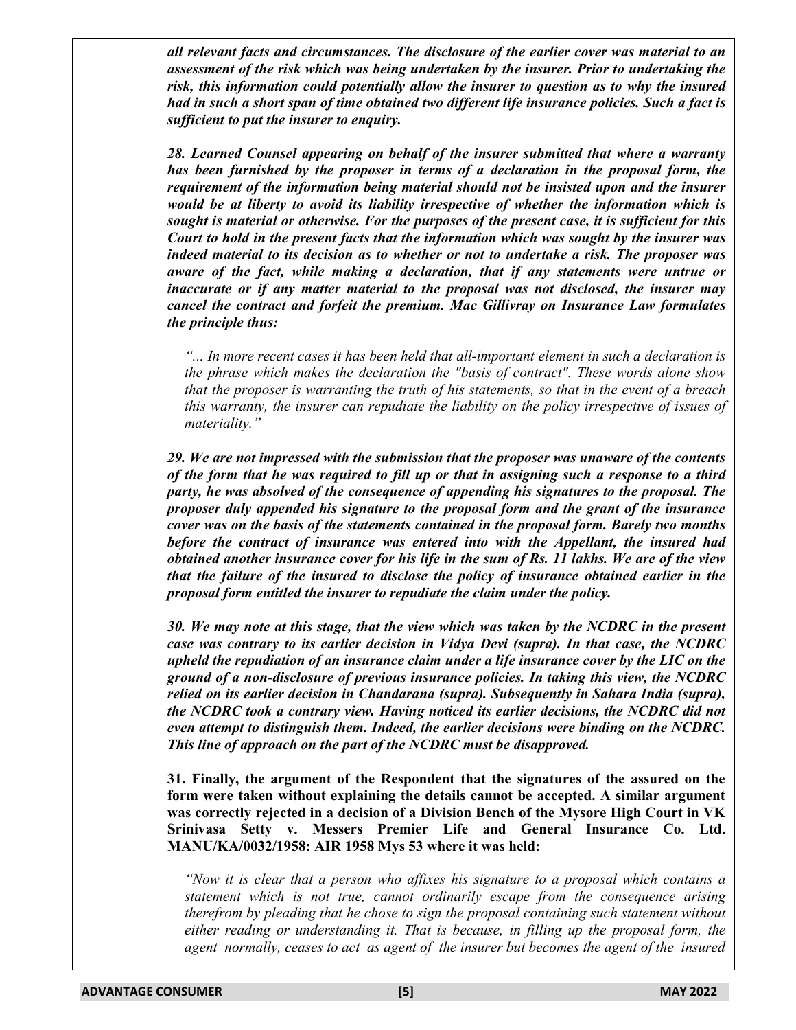***all relevant facts and circumstances. The disclosure of the earlier cover was material to an assessment of the risk which was being undertaken by the insurer. Prior to undertaking the risk, this information could potentially allow the insurer to question as to why the insured had in such a short span of time obtained two different life insurance policies. Such a fact is sufficient to put the insurer to enquiry.***

***28. Learned Counsel appearing on behalf of the insurer submitted that where a warranty has been furnished by the proposer in terms of a declaration in the proposal form, the requirement of the information being material should not be insisted upon and the insurer would be at liberty to avoid its liability irrespective of whether the information which is sought is material or otherwise. For the purposes of the present case, it is sufficient for this Court to hold in the present facts that the information which was sought by the insurer was indeed material to its decision as to whether or not to undertake a risk. The proposer was aware of the fact, while making a declaration, that if any statements were untrue or inaccurate or if any matter material to the proposal was not disclosed, the insurer may cancel the contract and forfeit the premium. Mac Gillivray on Insurance Law formulates the principle thus:***

> *"... In more recent cases it has been held that all-important element in such a declaration is the phrase which makes the declaration the "basis of contract". These words alone show that the proposer is warranting the truth of his statements, so that in the event of a breach this warranty, the insurer can repudiate the liability on the policy irrespective of issues of materiality."*

***29. We are not impressed with the submission that the proposer was unaware of the contents of the form that he was required to fill up or that in assigning such a response to a third party, he was absolved of the consequence of appending his signatures to the proposal. The proposer duly appended his signature to the proposal form and the grant of the insurance cover was on the basis of the statements contained in the proposal form. Barely two months before the contract of insurance was entered into with the Appellant, the insured had obtained another insurance cover for his life in the sum of Rs. 11 lakhs. We are of the view that the failure of the insured to disclose the policy of insurance obtained earlier in the proposal form entitled the insurer to repudiate the claim under the policy.***

***30. We may note at this stage, that the view which was taken by the NCDRC in the present case was contrary to its earlier decision in Vidya Devi (supra). In that case, the NCDRC upheld the repudiation of an insurance claim under a life insurance cover by the LIC on the ground of a non-disclosure of previous insurance policies. In taking this view, the NCDRC relied on its earlier decision in Chandarana (supra). Subsequently in Sahara India (supra), the NCDRC took a contrary view. Having noticed its earlier decisions, the NCDRC did not even attempt to distinguish them. Indeed, the earlier decisions were binding on the NCDRC. This line of approach on the part of the NCDRC must be disapproved.***

**31. Finally, the argument of the Respondent that the signatures of the assured on the form were taken without explaining the details cannot be accepted. A similar argument was correctly rejected in a decision of a Division Bench of the Mysore High Court in VK Srinivasa Setty v. Messers Premier Life and General Insurance Co. Ltd. MANU/KA/0032/1958: AIR 1958 Mys 53 where it was held:**

> *"Now it is clear that a person who affixes his signature to a proposal which contains a statement which is not true, cannot ordinarily escape from the consequence arising therefrom by pleading that he chose to sign the proposal containing such statement without either reading or understanding it. That is because, in filling up the proposal form, the agent normally, ceases to act as agent of the insurer but becomes the agent of the insured*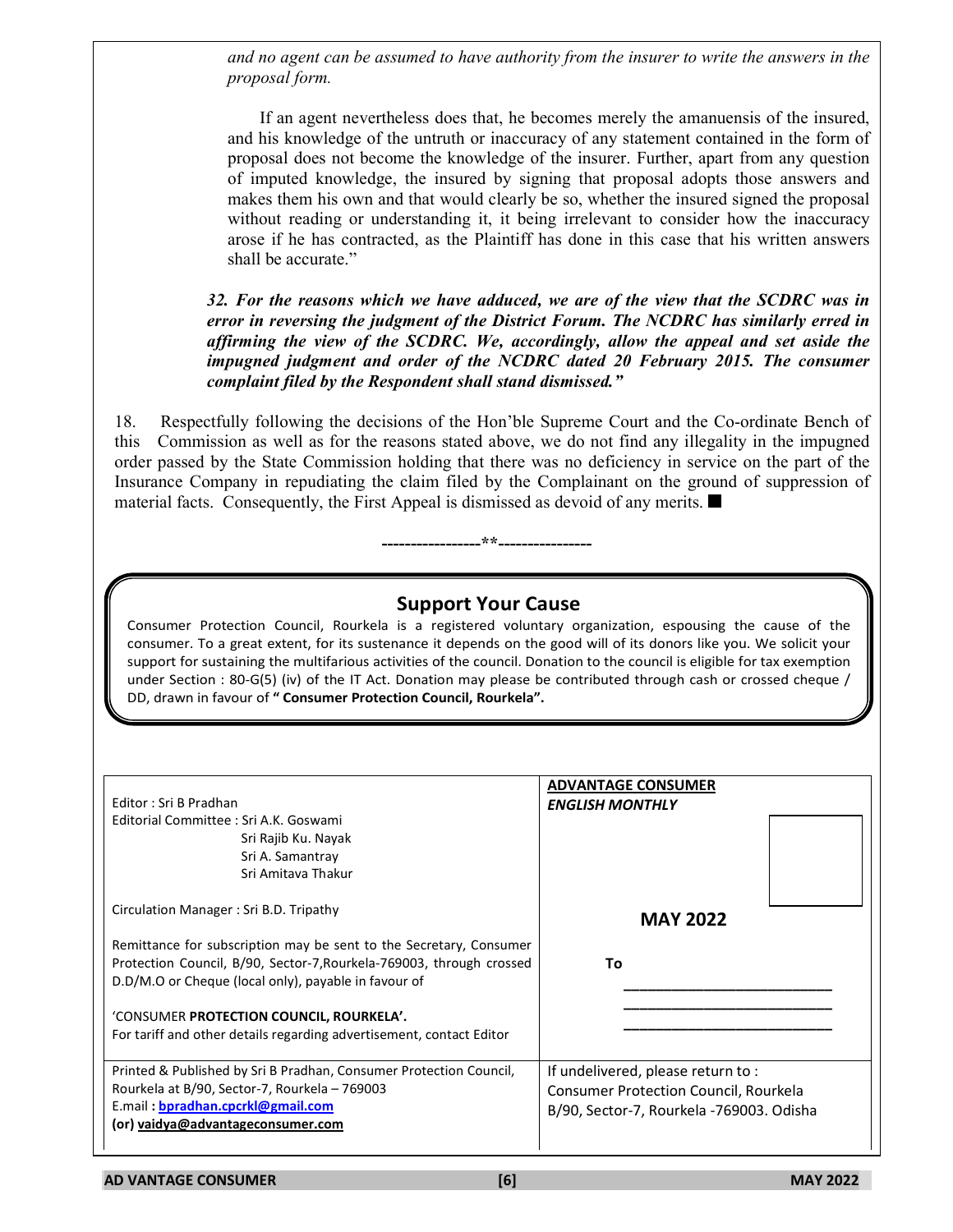*and no agent can be assumed to have authority from the insurer to write the answers in the proposal form.*

If an agent nevertheless does that, he becomes merely the amanuensis of the insured, and his knowledge of the untruth or inaccuracy of any statement contained in the form of proposal does not become the knowledge of the insurer. Further, apart from any question of imputed knowledge, the insured by signing that proposal adopts those answers and makes them his own and that would clearly be so, whether the insured signed the proposal without reading or understanding it, it being irrelevant to consider how the inaccuracy arose if he has contracted, as the Plaintiff has done in this case that his written answers shall be accurate."

***32. For the reasons which we have adduced, we are of the view that the SCDRC was in error in reversing the judgment of the District Forum. The NCDRC has similarly erred in affirming the view of the SCDRC. We, accordingly, allow the appeal and set aside the impugned judgment and order of the NCDRC dated 20 February 2015. The consumer complaint filed by the Respondent shall stand dismissed."***

18. Respectfully following the decisions of the Hon'ble Supreme Court and the Co-ordinate Bench of this Commission as well as for the reasons stated above, we do not find any illegality in the impugned order passed by the State Commission holding that there was no deficiency in service on the part of the Insurance Company in repudiating the claim filed by the Complainant on the ground of suppression of material facts. Consequently, the First Appeal is dismissed as devoid of any merits. ■

-----------------**----------------

## Support Your Cause

Consumer Protection Council, Rourkela is a registered voluntary organization, espousing the cause of the consumer. To a great extent, for its sustenance it depends on the good will of its donors like you. We solicit your support for sustaining the multifarious activities of the council. Donation to the council is eligible for tax exemption under Section : 80-G(5) (iv) of the IT Act. Donation may please be contributed through cash or crossed cheque / DD, drawn in favour of **" Consumer Protection Council, Rourkela".**

Editor : Sri B Pradhan
Editorial Committee : Sri A.K. Goswami
Sri Rajib Ku. Nayak
Sri A. Samantray
Sri Amitava Thakur

Circulation Manager : Sri B.D. Tripathy

Remittance for subscription may be sent to the Secretary, Consumer Protection Council, B/90, Sector-7,Rourkela-769003, through crossed D.D/M.O or Cheque (local only), payable in favour of

'CONSUMER **PROTECTION COUNCIL, ROURKELA'.**
For tariff and other details regarding advertisement, contact Editor

**ADVANTAGE CONSUMER**
***ENGLISH MONTHLY***

**MAY 2022**

**To**
___________________________
___________________________
___________________________

Printed & Published by Sri B Pradhan, Consumer Protection Council, Rourkela at B/90, Sector-7, Rourkela – 769003
E.mail **: bpradhan.cpcrkl@gmail.com**
**(or) vaidya@advantageconsumer.com**

If undelivered, please return to :
Consumer Protection Council, Rourkela
B/90, Sector-7, Rourkela -769003. Odisha